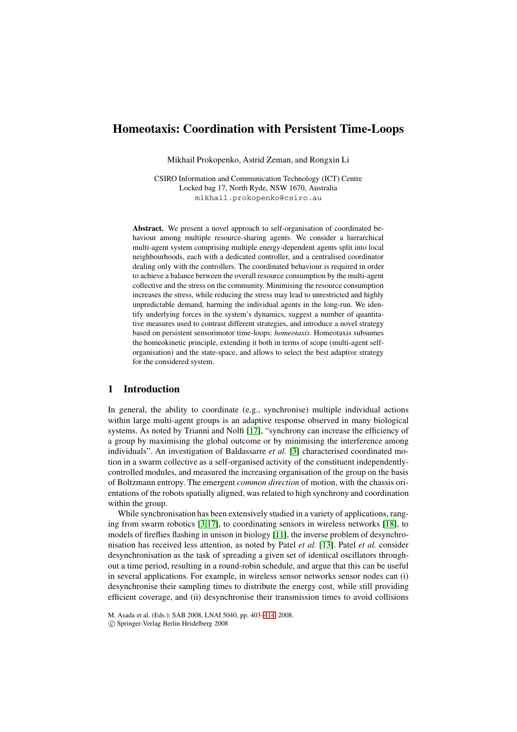# Homeotaxis: Coordination with Persistent Time-Loops

Mikhail Prokopenko, Astrid Zeman, and Rongxin Li

CSIRO Information and Communication Technology (ICT) Centre
Locked bag 17, North Ryde, NSW 1670, Australia
mikhail.prokopenko@csiro.au

**Abstract.** We present a novel approach to self-organisation of coordinated behaviour among multiple resource-sharing agents. We consider a hierarchical multi-agent system comprising multiple energy-dependent agents split into local neighbourhoods, each with a dedicated controller, and a centralised coordinator dealing only with the controllers. The coordinated behaviour is required in order to achieve a balance between the overall resource consumption by the multi-agent collective and the stress on the community. Minimising the resource consumption increases the stress, while reducing the stress may lead to unrestricted and highly unpredictable demand, harming the individual agents in the long-run. We identify underlying forces in the system's dynamics, suggest a number of quantitative measures used to contrast different strategies, and introduce a novel strategy based on persistent sensorimotor time-loops: *homeotaxis*. Homeotaxis subsumes the homeokinetic principle, extending it both in terms of scope (multi-agent self-organisation) and the state-space, and allows to select the best adaptive strategy for the considered system.

## 1 Introduction

In general, the ability to coordinate (e.g., synchronise) multiple individual actions within large multi-agent groups is an adaptive response observed in many biological systems. As noted by Trianni and Nolfi [17], "synchrony can increase the efficiency of a group by maximising the global outcome or by minimising the interference among individuals". An investigation of Baldassarre *et al.* [3] characterised coordinated motion in a swarm collective as a self-organised activity of the constituent independently-controlled modules, and measured the increasing organisation of the group on the basis of Boltzmann entropy. The emergent *common direction* of motion, with the chassis orientations of the robots spatially aligned, was related to high synchrony and coordination within the group.

While synchronisation has been extensively studied in a variety of applications, ranging from swarm robotics [3,17], to coordinating sensors in wireless networks [18], to models of fireflies flashing in unison in biology [11], the inverse problem of desynchronisation has received less attention, as noted by Patel *et al.* [13]. Patel *et al.* consider desynchronisation as the task of spreading a given set of identical oscillators throughout a time period, resulting in a round-robin schedule, and argue that this can be useful in several applications. For example, in wireless sensor networks sensor nodes can (i) desynchronise their sampling times to distribute the energy cost, while still providing efficient coverage, and (ii) desynchronise their transmission times to avoid collisions

M. Asada et al. (Eds.): SAB 2008, LNAI 5040, pp. 403–414, 2008.
© Springer-Verlag Berlin Heidelberg 2008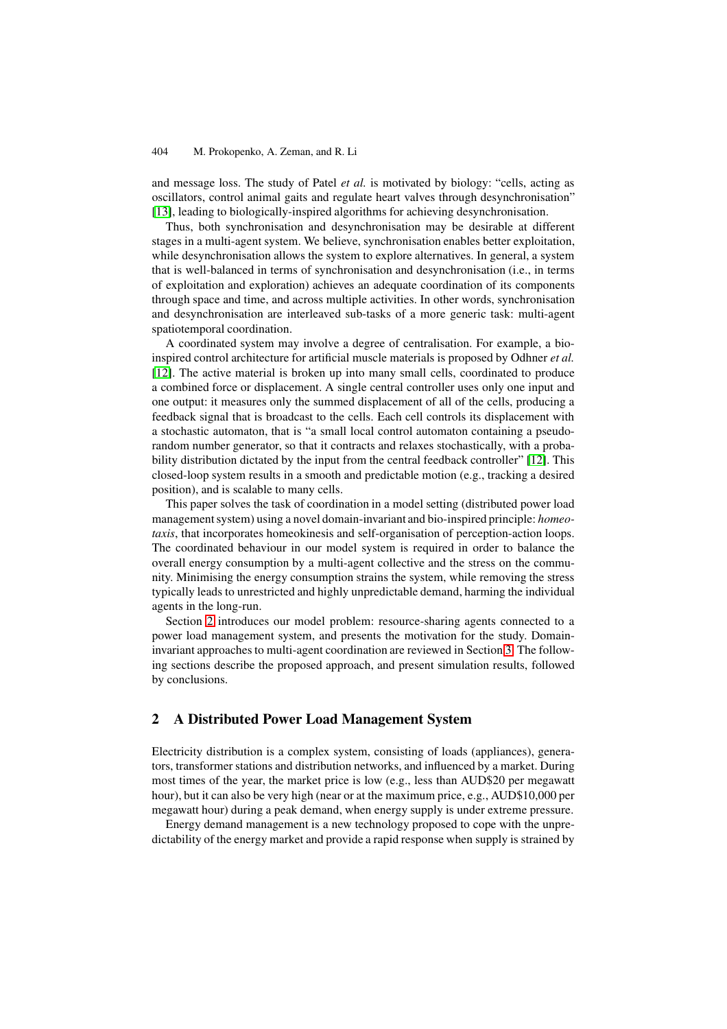and message loss. The study of Patel *et al.* is motivated by biology: "cells, acting as oscillators, control animal gaits and regulate heart valves through desynchronisation" [13], leading to biologically-inspired algorithms for achieving desynchronisation.

Thus, both synchronisation and desynchronisation may be desirable at different stages in a multi-agent system. We believe, synchronisation enables better exploitation, while desynchronisation allows the system to explore alternatives. In general, a system that is well-balanced in terms of synchronisation and desynchronisation (i.e., in terms of exploitation and exploration) achieves an adequate coordination of its components through space and time, and across multiple activities. In other words, synchronisation and desynchronisation are interleaved sub-tasks of a more generic task: multi-agent spatiotemporal coordination.

A coordinated system may involve a degree of centralisation. For example, a bio-inspired control architecture for artificial muscle materials is proposed by Odhner *et al.* [12]. The active material is broken up into many small cells, coordinated to produce a combined force or displacement. A single central controller uses only one input and one output: it measures only the summed displacement of all of the cells, producing a feedback signal that is broadcast to the cells. Each cell controls its displacement with a stochastic automaton, that is "a small local control automaton containing a pseudo-random number generator, so that it contracts and relaxes stochastically, with a probability distribution dictated by the input from the central feedback controller" [12]. This closed-loop system results in a smooth and predictable motion (e.g., tracking a desired position), and is scalable to many cells.

This paper solves the task of coordination in a model setting (distributed power load management system) using a novel domain-invariant and bio-inspired principle: *homeotaxis*, that incorporates homeokinesis and self-organisation of perception-action loops. The coordinated behaviour in our model system is required in order to balance the overall energy consumption by a multi-agent collective and the stress on the community. Minimising the energy consumption strains the system, while removing the stress typically leads to unrestricted and highly unpredictable demand, harming the individual agents in the long-run.

Section 2 introduces our model problem: resource-sharing agents connected to a power load management system, and presents the motivation for the study. Domain-invariant approaches to multi-agent coordination are reviewed in Section 3. The following sections describe the proposed approach, and present simulation results, followed by conclusions.

## 2 A Distributed Power Load Management System

Electricity distribution is a complex system, consisting of loads (appliances), generators, transformer stations and distribution networks, and influenced by a market. During most times of the year, the market price is low (e.g., less than AUD$20 per megawatt hour), but it can also be very high (near or at the maximum price, e.g., AUD$10,000 per megawatt hour) during a peak demand, when energy supply is under extreme pressure.

Energy demand management is a new technology proposed to cope with the unpredictability of the energy market and provide a rapid response when supply is strained by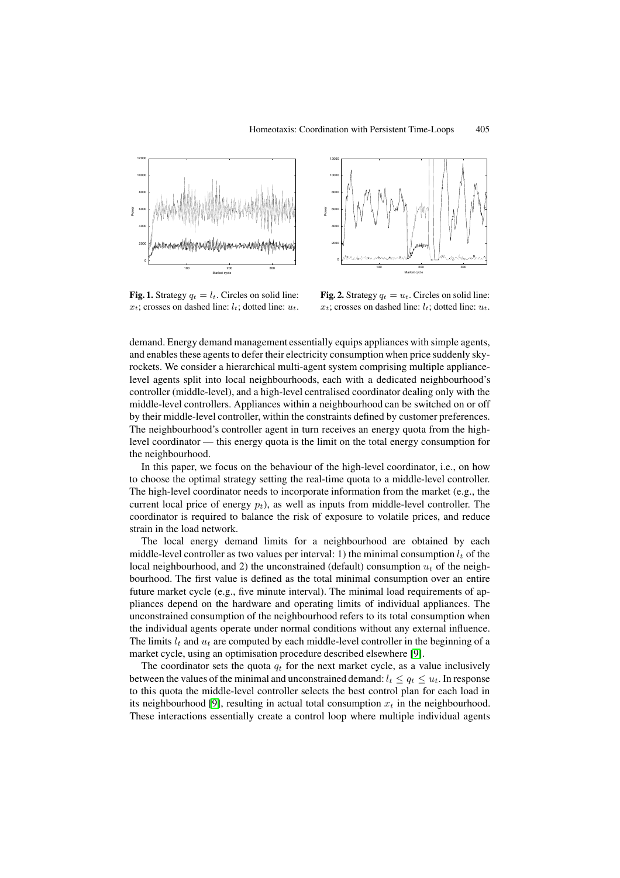**Fig. 1.** Strategy $q_t = l_t$. Circles on solid line: $x_t$; crosses on dashed line: $l_t$; dotted line: $u_t$.

**Fig. 2.** Strategy $q_t = u_t$. Circles on solid line: $x_t$; crosses on dashed line: $l_t$; dotted line: $u_t$.

demand. Energy demand management essentially equips appliances with simple agents, and enables these agents to defer their electricity consumption when price suddenly skyrockets. We consider a hierarchical multi-agent system comprising multiple appliance-level agents split into local neighbourhoods, each with a dedicated neighbourhood's controller (middle-level), and a high-level centralised coordinator dealing only with the middle-level controllers. Appliances within a neighbourhood can be switched on or off by their middle-level controller, within the constraints defined by customer preferences. The neighbourhood's controller agent in turn receives an energy quota from the high-level coordinator — this energy quota is the limit on the total energy consumption for the neighbourhood.

In this paper, we focus on the behaviour of the high-level coordinator, i.e., on how to choose the optimal strategy setting the real-time quota to a middle-level controller. The high-level coordinator needs to incorporate information from the market (e.g., the current local price of energy $p_t$), as well as inputs from middle-level controller. The coordinator is required to balance the risk of exposure to volatile prices, and reduce strain in the load network.

The local energy demand limits for a neighbourhood are obtained by each middle-level controller as two values per interval: 1) the minimal consumption $l_t$ of the local neighbourhood, and 2) the unconstrained (default) consumption $u_t$ of the neighbourhood. The first value is defined as the total minimal consumption over an entire future market cycle (e.g., five minute interval). The minimal load requirements of appliances depend on the hardware and operating limits of individual appliances. The unconstrained consumption of the neighbourhood refers to its total consumption when the individual agents operate under normal conditions without any external influence. The limits $l_t$ and $u_t$ are computed by each middle-level controller in the beginning of a market cycle, using an optimisation procedure described elsewhere [9].

The coordinator sets the quota $q_t$ for the next market cycle, as a value inclusively between the values of the minimal and unconstrained demand: $l_t \leq q_t \leq u_t$. In response to this quota the middle-level controller selects the best control plan for each load in its neighbourhood [9], resulting in actual total consumption $x_t$ in the neighbourhood. These interactions essentially create a control loop where multiple individual agents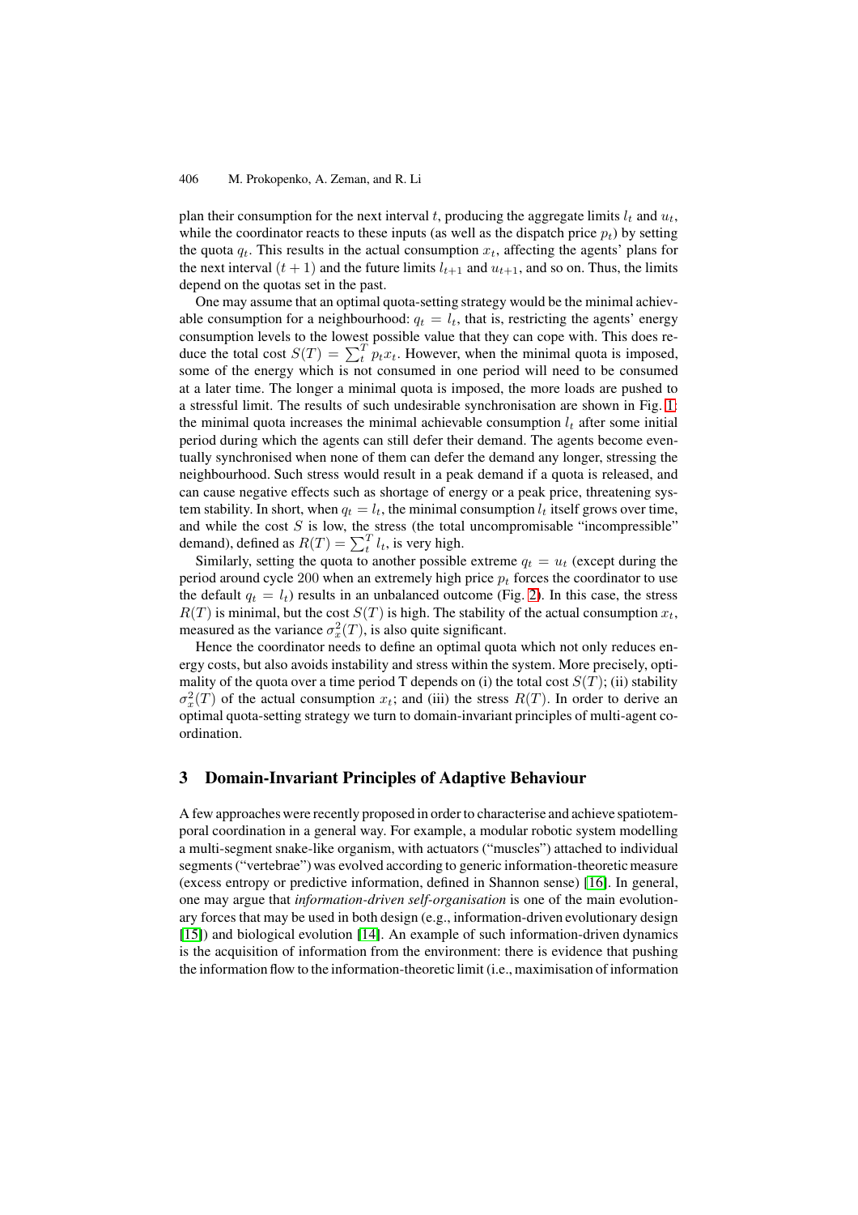plan their consumption for the next interval $t$, producing the aggregate limits $l_t$ and $u_t$, while the coordinator reacts to these inputs (as well as the dispatch price $p_t$) by setting the quota $q_t$. This results in the actual consumption $x_t$, affecting the agents' plans for the next interval $(t+1)$ and the future limits $l_{t+1}$ and $u_{t+1}$, and so on. Thus, the limits depend on the quotas set in the past.

One may assume that an optimal quota-setting strategy would be the minimal achievable consumption for a neighbourhood: $q_t = l_t$, that is, restricting the agents' energy consumption levels to the lowest possible value that they can cope with. This does reduce the total cost $S(T) = \sum_t^T p_t x_t$. However, when the minimal quota is imposed, some of the energy which is not consumed in one period will need to be consumed at a later time. The longer a minimal quota is imposed, the more loads are pushed to a stressful limit. The results of such undesirable synchronisation are shown in Fig. 1: the minimal quota increases the minimal achievable consumption $l_t$ after some initial period during which the agents can still defer their demand. The agents become eventually synchronised when none of them can defer the demand any longer, stressing the neighbourhood. Such stress would result in a peak demand if a quota is released, and can cause negative effects such as shortage of energy or a peak price, threatening system stability. In short, when $q_t = l_t$, the minimal consumption $l_t$ itself grows over time, and while the cost $S$ is low, the stress (the total uncompromisable "incompressible" demand), defined as $R(T) = \sum_t^T l_t$, is very high.

Similarly, setting the quota to another possible extreme $q_t = u_t$ (except during the period around cycle 200 when an extremely high price $p_t$ forces the coordinator to use the default $q_t = l_t$) results in an unbalanced outcome (Fig. 2). In this case, the stress $R(T)$ is minimal, but the cost $S(T)$ is high. The stability of the actual consumption $x_t$, measured as the variance $\sigma_x^2(T)$, is also quite significant.

Hence the coordinator needs to define an optimal quota which not only reduces energy costs, but also avoids instability and stress within the system. More precisely, optimality of the quota over a time period T depends on (i) the total cost $S(T)$; (ii) stability $\sigma_x^2(T)$ of the actual consumption $x_t$; and (iii) the stress $R(T)$. In order to derive an optimal quota-setting strategy we turn to domain-invariant principles of multi-agent coordination.

## 3 Domain-Invariant Principles of Adaptive Behaviour

A few approaches were recently proposed in order to characterise and achieve spatiotemporal coordination in a general way. For example, a modular robotic system modelling a multi-segment snake-like organism, with actuators ("muscles") attached to individual segments ("vertebrae") was evolved according to generic information-theoretic measure (excess entropy or predictive information, defined in Shannon sense) [16]. In general, one may argue that *information-driven self-organisation* is one of the main evolutionary forces that may be used in both design (e.g., information-driven evolutionary design [15]) and biological evolution [14]. An example of such information-driven dynamics is the acquisition of information from the environment: there is evidence that pushing the information flow to the information-theoretic limit (i.e., maximisation of information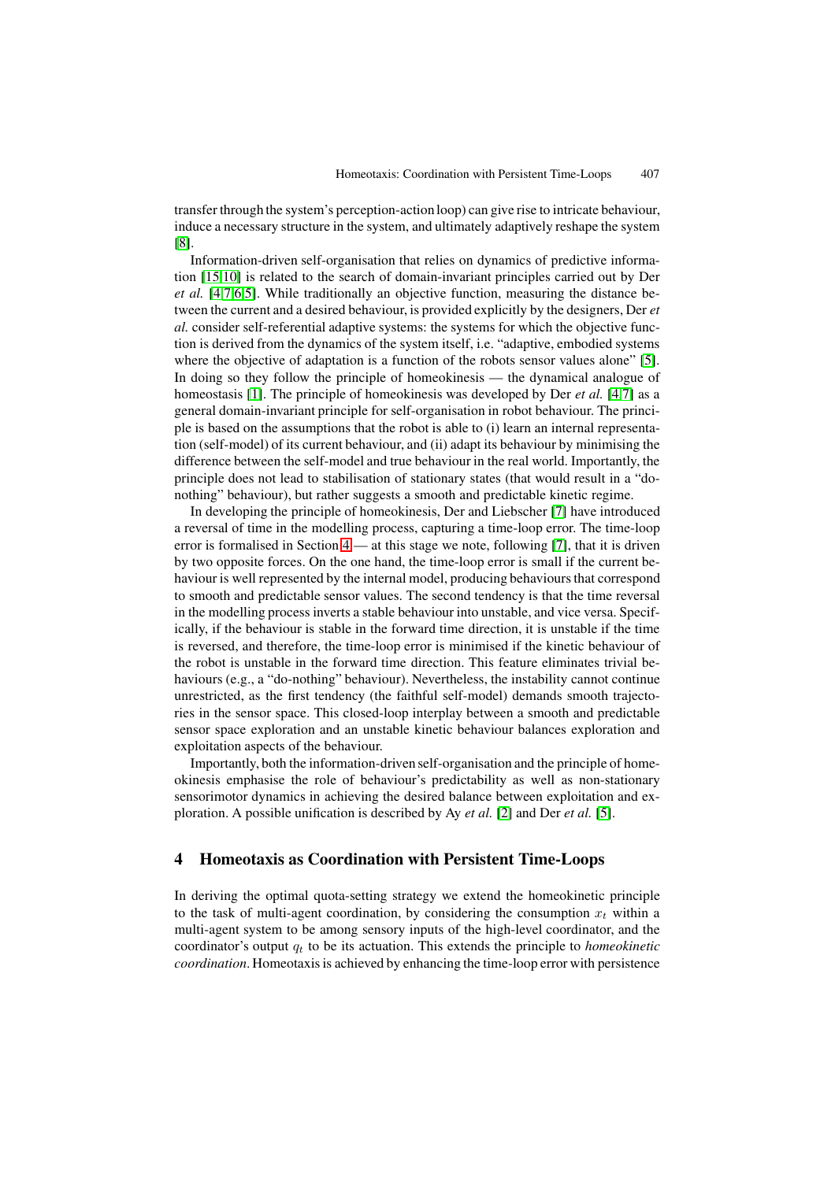transfer through the system's perception-action loop) can give rise to intricate behaviour, induce a necessary structure in the system, and ultimately adaptively reshape the system [8].

Information-driven self-organisation that relies on dynamics of predictive information [15,10] is related to the search of domain-invariant principles carried out by Der *et al.* [4,7,6,5]. While traditionally an objective function, measuring the distance between the current and a desired behaviour, is provided explicitly by the designers, Der *et al.* consider self-referential adaptive systems: the systems for which the objective function is derived from the dynamics of the system itself, i.e. "adaptive, embodied systems where the objective of adaptation is a function of the robots sensor values alone" [5]. In doing so they follow the principle of homeokinesis — the dynamical analogue of homeostasis [1]. The principle of homeokinesis was developed by Der *et al.* [4,7] as a general domain-invariant principle for self-organisation in robot behaviour. The principle is based on the assumptions that the robot is able to (i) learn an internal representation (self-model) of its current behaviour, and (ii) adapt its behaviour by minimising the difference between the self-model and true behaviour in the real world. Importantly, the principle does not lead to stabilisation of stationary states (that would result in a "do-nothing" behaviour), but rather suggests a smooth and predictable kinetic regime.

In developing the principle of homeokinesis, Der and Liebscher [7] have introduced a reversal of time in the modelling process, capturing a time-loop error. The time-loop error is formalised in Section 4 — at this stage we note, following [7], that it is driven by two opposite forces. On the one hand, the time-loop error is small if the current behaviour is well represented by the internal model, producing behaviours that correspond to smooth and predictable sensor values. The second tendency is that the time reversal in the modelling process inverts a stable behaviour into unstable, and vice versa. Specifically, if the behaviour is stable in the forward time direction, it is unstable if the time is reversed, and therefore, the time-loop error is minimised if the kinetic behaviour of the robot is unstable in the forward time direction. This feature eliminates trivial behaviours (e.g., a "do-nothing" behaviour). Nevertheless, the instability cannot continue unrestricted, as the first tendency (the faithful self-model) demands smooth trajectories in the sensor space. This closed-loop interplay between a smooth and predictable sensor space exploration and an unstable kinetic behaviour balances exploration and exploitation aspects of the behaviour.

Importantly, both the information-driven self-organisation and the principle of homeokinesis emphasise the role of behaviour's predictability as well as non-stationary sensorimotor dynamics in achieving the desired balance between exploitation and exploration. A possible unification is described by Ay *et al.* [2] and Der *et al.* [5].

## 4 Homeotaxis as Coordination with Persistent Time-Loops

In deriving the optimal quota-setting strategy we extend the homeokinetic principle to the task of multi-agent coordination, by considering the consumption $x_t$ within a multi-agent system to be among sensory inputs of the high-level coordinator, and the coordinator's output $q_t$ to be its actuation. This extends the principle to *homeokinetic coordination*. Homeotaxis is achieved by enhancing the time-loop error with persistence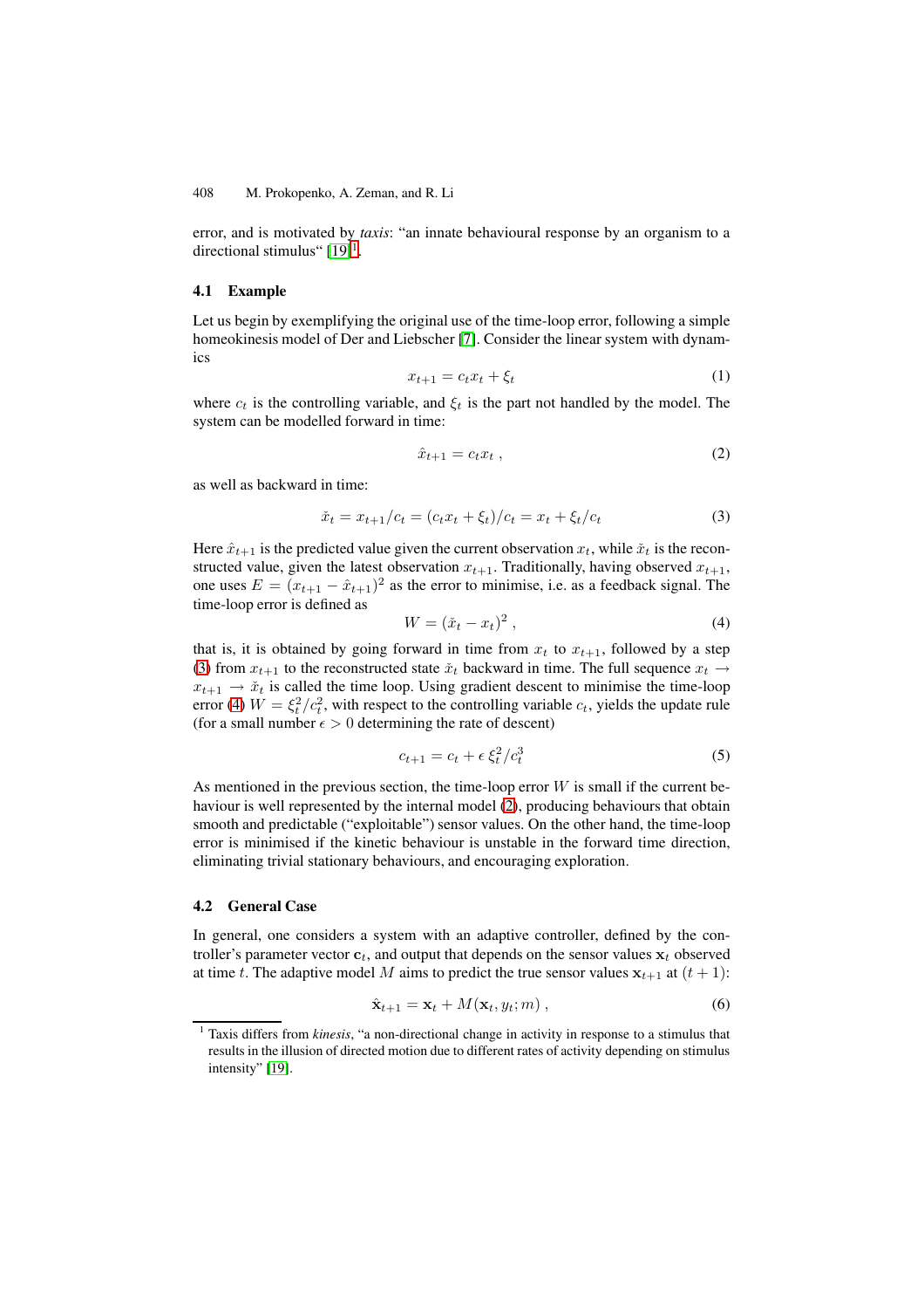error, and is motivated by *taxis*: "an innate behavioural response by an organism to a directional stimulus" [19][1].

### 4.1 Example

Let us begin by exemplifying the original use of the time-loop error, following a simple homeokinesis model of Der and Liebscher [7]. Consider the linear system with dynamics

$$x_{t+1} = c_t x_t + \xi_t \tag{1}$$

where $c_t$ is the controlling variable, and $\xi_t$ is the part not handled by the model. The system can be modelled forward in time:

$$\hat{x}_{t+1} = c_t x_t \;, \tag{2}$$

as well as backward in time:

$$\check{x}_t = x_{t+1}/c_t = (c_t x_t + \xi_t)/c_t = x_t + \xi_t/c_t \tag{3}$$

Here $\hat{x}_{t+1}$ is the predicted value given the current observation $x_t$, while $\check{x}_t$ is the reconstructed value, given the latest observation $x_{t+1}$. Traditionally, having observed $x_{t+1}$, one uses $E = (x_{t+1} - \hat{x}_{t+1})^2$ as the error to minimise, i.e. as a feedback signal. The time-loop error is defined as

$$W = (\check{x}_t - x_t)^2 \;, \tag{4}$$

that is, it is obtained by going forward in time from $x_t$ to $x_{t+1}$, followed by a step (3) from $x_{t+1}$ to the reconstructed state $\check{x}_t$ backward in time. The full sequence $x_t \to x_{t+1} \to \check{x}_t$ is called the time loop. Using gradient descent to minimise the time-loop error (4) $W = \xi_t^2/c_t^2$, with respect to the controlling variable $c_t$, yields the update rule (for a small number $\epsilon > 0$ determining the rate of descent)

$$c_{t+1} = c_t + \epsilon \, \xi_t^2/c_t^3 \tag{5}$$

As mentioned in the previous section, the time-loop error $W$ is small if the current behaviour is well represented by the internal model (2), producing behaviours that obtain smooth and predictable ("exploitable") sensor values. On the other hand, the time-loop error is minimised if the kinetic behaviour is unstable in the forward time direction, eliminating trivial stationary behaviours, and encouraging exploration.

### 4.2 General Case

In general, one considers a system with an adaptive controller, defined by the controller's parameter vector $\mathbf{c}_t$, and output that depends on the sensor values $\mathbf{x}_t$ observed at time $t$. The adaptive model $M$ aims to predict the true sensor values $\mathbf{x}_{t+1}$ at $(t+1)$:

$$\hat{\mathbf{x}}_{t+1} = \mathbf{x}_t + M(\mathbf{x}_t, y_t; m) \;, \tag{6}$$

[1] Taxis differs from *kinesis*, "a non-directional change in activity in response to a stimulus that results in the illusion of directed motion due to different rates of activity depending on stimulus intensity" [19].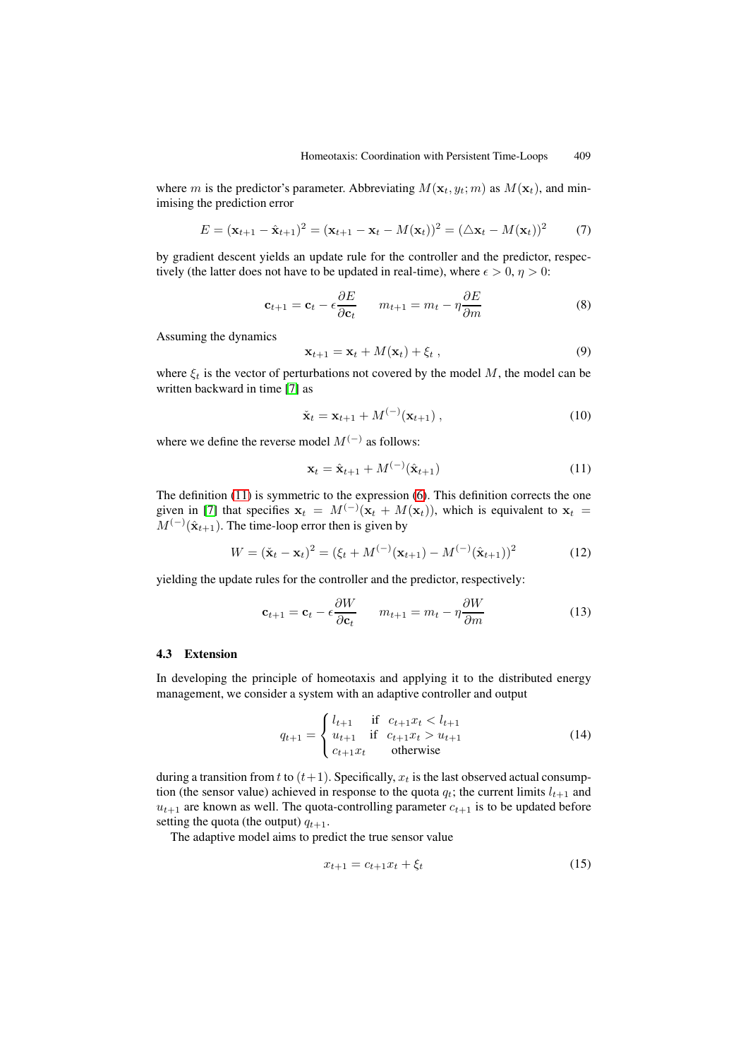where $m$ is the predictor's parameter. Abbreviating $M(\mathbf{x}_t, y_t; m)$ as $M(\mathbf{x}_t)$, and minimising the prediction error

$$E = (\mathbf{x}_{t+1} - \hat{\mathbf{x}}_{t+1})^2 = (\mathbf{x}_{t+1} - \mathbf{x}_t - M(\mathbf{x}_t))^2 = (\triangle \mathbf{x}_t - M(\mathbf{x}_t))^2 \tag{7}$$

by gradient descent yields an update rule for the controller and the predictor, respectively (the latter does not have to be updated in real-time), where $\epsilon > 0$, $\eta > 0$:

$$\mathbf{c}_{t+1} = \mathbf{c}_t - \epsilon \frac{\partial E}{\partial \mathbf{c}_t} \qquad m_{t+1} = m_t - \eta \frac{\partial E}{\partial m} \tag{8}$$

Assuming the dynamics

$$\mathbf{x}_{t+1} = \mathbf{x}_t + M(\mathbf{x}_t) + \xi_t \,, \tag{9}$$

where $\xi_t$ is the vector of perturbations not covered by the model $M$, the model can be written backward in time [7] as

$$\check{\mathbf{x}}_t = \mathbf{x}_{t+1} + M^{(-)}(\mathbf{x}_{t+1}) \,, \tag{10}$$

where we define the reverse model $M^{(-)}$ as follows:

$$\mathbf{x}_t = \hat{\mathbf{x}}_{t+1} + M^{(-)}(\hat{\mathbf{x}}_{t+1}) \tag{11}$$

The definition (11) is symmetric to the expression (6). This definition corrects the one given in [7] that specifies $\mathbf{x}_t = M^{(-)}(\mathbf{x}_t + M(\mathbf{x}_t))$, which is equivalent to $\mathbf{x}_t = M^{(-)}(\hat{\mathbf{x}}_{t+1})$. The time-loop error then is given by

$$W = (\check{\mathbf{x}}_t - \mathbf{x}_t)^2 = (\xi_t + M^{(-)}(\mathbf{x}_{t+1}) - M^{(-)}(\hat{\mathbf{x}}_{t+1}))^2 \tag{12}$$

yielding the update rules for the controller and the predictor, respectively:

$$\mathbf{c}_{t+1} = \mathbf{c}_t - \epsilon \frac{\partial W}{\partial \mathbf{c}_t} \qquad m_{t+1} = m_t - \eta \frac{\partial W}{\partial m} \tag{13}$$

### 4.3 Extension

In developing the principle of homeotaxis and applying it to the distributed energy management, we consider a system with an adaptive controller and output

$$q_{t+1} = \begin{cases} l_{t+1} & \text{if} \quad c_{t+1} x_t < l_{t+1} \\ u_{t+1} & \text{if} \quad c_{t+1} x_t > u_{t+1} \\ c_{t+1} x_t & \quad \text{otherwise} \end{cases} \tag{14}$$

during a transition from $t$ to $(t+1)$. Specifically, $x_t$ is the last observed actual consumption (the sensor value) achieved in response to the quota $q_t$; the current limits $l_{t+1}$ and $u_{t+1}$ are known as well. The quota-controlling parameter $c_{t+1}$ is to be updated before setting the quota (the output) $q_{t+1}$.

The adaptive model aims to predict the true sensor value

$$x_{t+1} = c_{t+1} x_t + \xi_t \tag{15}$$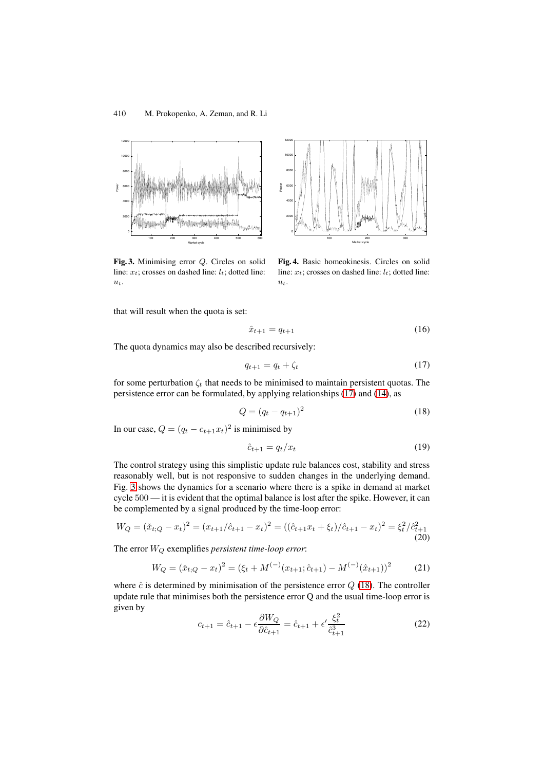**Fig. 3.** Minimising error $Q$. Circles on solid line: $x_t$; crosses on dashed line: $l_t$; dotted line: $u_t$.

**Fig. 4.** Basic homeokinesis. Circles on solid line: $x_t$; crosses on dashed line: $l_t$; dotted line: $u_t$.

that will result when the quota is set:

$$\hat{x}_{t+1} = q_{t+1} \tag{16}$$

The quota dynamics may also be described recursively:

$$q_{t+1} = q_t + \zeta_t \tag{17}$$

for some perturbation $\zeta_t$ that needs to be minimised to maintain persistent quotas. The persistence error can be formulated, by applying relationships (17) and (14), as

$$Q = (q_t - q_{t+1})^2 \tag{18}$$

In our case, $Q = (q_t - c_{t+1}x_t)^2$ is minimised by

$$\hat{c}_{t+1} = q_t / x_t \tag{19}$$

The control strategy using this simplistic update rule balances cost, stability and stress reasonably well, but is not responsive to sudden changes in the underlying demand. Fig. 3 shows the dynamics for a scenario where there is a spike in demand at market cycle 500 — it is evident that the optimal balance is lost after the spike. However, it can be complemented by a signal produced by the time-loop error:

$$W_Q = (\check{x}_{t;Q} - x_t)^2 = (x_{t+1}/\hat{c}_{t+1} - x_t)^2 = ((\hat{c}_{t+1}x_t + \xi_t)/\hat{c}_{t+1} - x_t)^2 = \xi_t^2/\hat{c}_{t+1}^2 \tag{20}$$

The error $W_Q$ exemplifies *persistent time-loop error*:

$$W_Q = (\check{x}_{t;Q} - x_t)^2 = (\xi_t + M^{(-)}(x_{t+1}; \hat{c}_{t+1}) - M^{(-)}(\hat{x}_{t+1}))^2 \tag{21}$$

where $\hat{c}$ is determined by minimisation of the persistence error $Q$ (18). The controller update rule that minimises both the persistence error Q and the usual time-loop error is given by

$$c_{t+1} = \hat{c}_{t+1} - \epsilon \frac{\partial W_Q}{\partial \hat{c}_{t+1}} = \hat{c}_{t+1} + \epsilon' \frac{\xi_t^2}{\hat{c}_{t+1}^3} \tag{22}$$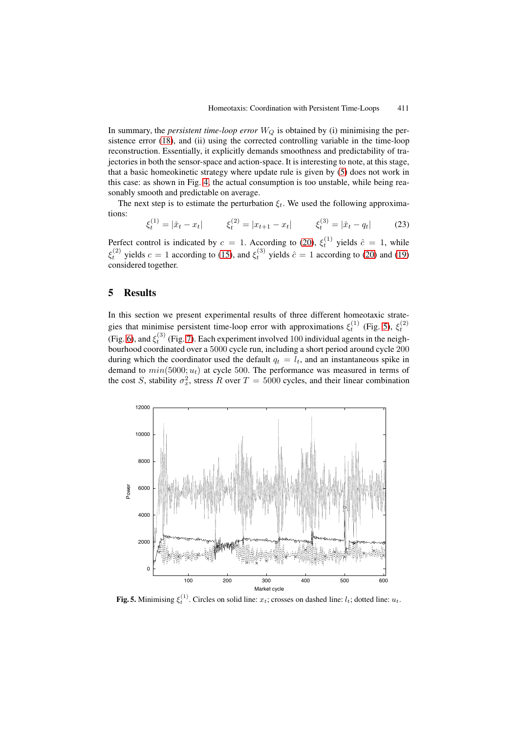In summary, the *persistent time-loop error* $W_Q$ is obtained by (i) minimising the persistence error (18), and (ii) using the corrected controlling variable in the time-loop reconstruction. Essentially, it explicitly demands smoothness and predictability of trajectories in both the sensor-space and action-space. It is interesting to note, at this stage, that a basic homeokinetic strategy where update rule is given by (5) does not work in this case: as shown in Fig. 4, the actual consumption is too unstable, while being reasonably smooth and predictable on average.

The next step is to estimate the perturbation $\xi_t$. We used the following approximations:

$$\xi_t^{(1)} = |\check{x}_t - x_t| \qquad \xi_t^{(2)} = |x_{t+1} - x_t| \qquad \xi_t^{(3)} = |\check{x}_t - q_t| \tag{23}$$

Perfect control is indicated by $c = 1$. According to (20), $\xi_t^{(1)}$ yields $\hat{c} = 1$, while $\xi_t^{(2)}$ yields $c = 1$ according to (15), and $\xi_t^{(3)}$ yields $\hat{c} = 1$ according to (20) and (19) considered together.

## 5 Results

In this section we present experimental results of three different homeotaxic strategies that minimise persistent time-loop error with approximations $\xi_t^{(1)}$ (Fig. 5), $\xi_t^{(2)}$ (Fig. 6), and $\xi_t^{(3)}$ (Fig. 7). Each experiment involved 100 individual agents in the neighbourhood coordinated over a 5000 cycle run, including a short period around cycle 200 during which the coordinator used the default $q_t = l_t$, and an instantaneous spike in demand to $min(5000; u_t)$ at cycle 500. The performance was measured in terms of the cost $S$, stability $\sigma_x^2$, stress $R$ over $T = 5000$ cycles, and their linear combination

**Fig. 5.** Minimising $\xi_t^{(1)}$. Circles on solid line: $x_t$; crosses on dashed line: $l_t$; dotted line: $u_t$.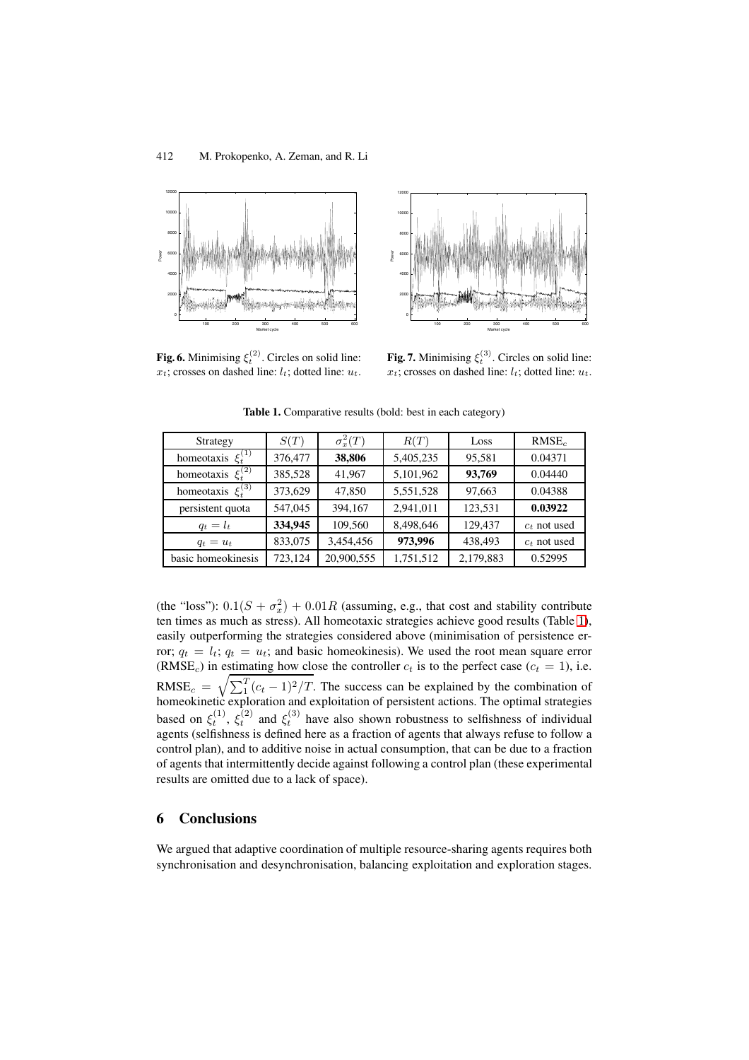**Fig. 6.** Minimising $\xi_t^{(2)}$. Circles on solid line: $x_t$; crosses on dashed line: $l_t$; dotted line: $u_t$.

**Fig. 7.** Minimising $\xi_t^{(3)}$. Circles on solid line: $x_t$; crosses on dashed line: $l_t$; dotted line: $u_t$.

**Table 1.** Comparative results (bold: best in each category)

| Strategy | $S(T)$ | $\sigma_x^2(T)$ | $R(T)$ | Loss | RMSE$_c$ |
|---|---|---|---|---|---|
| homeotaxis $\xi_t^{(1)}$ | 376,477 | **38,806** | 5,405,235 | 95,581 | 0.04371 |
| homeotaxis $\xi_t^{(2)}$ | 385,528 | 41,967 | 5,101,962 | **93,769** | 0.04440 |
| homeotaxis $\xi_t^{(3)}$ | 373,629 | 47,850 | 5,551,528 | 97,663 | 0.04388 |
| persistent quota | 547,045 | 394,167 | 2,941,011 | 123,531 | **0.03922** |
| $q_t = l_t$ | **334,945** | 109,560 | 8,498,646 | 129,437 | $c_t$ not used |
| $q_t = u_t$ | 833,075 | 3,454,456 | **973,996** | 438,493 | $c_t$ not used |
| basic homeokinesis | 723,124 | 20,900,555 | 1,751,512 | 2,179,883 | 0.52995 |

(the "loss"): $0.1(S + \sigma_x^2) + 0.01R$ (assuming, e.g., that cost and stability contribute ten times as much as stress). All homeotaxic strategies achieve good results (Table 1), easily outperforming the strategies considered above (minimisation of persistence error; $q_t = l_t$; $q_t = u_t$; and basic homeokinesis). We used the root mean square error (RMSE$_c$) in estimating how close the controller $c_t$ is to the perfect case ($c_t = 1$), i.e. $\text{RMSE}_c = \sqrt{\sum_1^T (c_t - 1)^2/T}$. The success can be explained by the combination of homeokinetic exploration and exploitation of persistent actions. The optimal strategies based on $\xi_t^{(1)}$, $\xi_t^{(2)}$ and $\xi_t^{(3)}$ have also shown robustness to selfishness of individual agents (selfishness is defined here as a fraction of agents that always refuse to follow a control plan), and to additive noise in actual consumption, that can be due to a fraction of agents that intermittently decide against following a control plan (these experimental results are omitted due to a lack of space).

## 6 Conclusions

We argued that adaptive coordination of multiple resource-sharing agents requires both synchronisation and desynchronisation, balancing exploitation and exploration stages.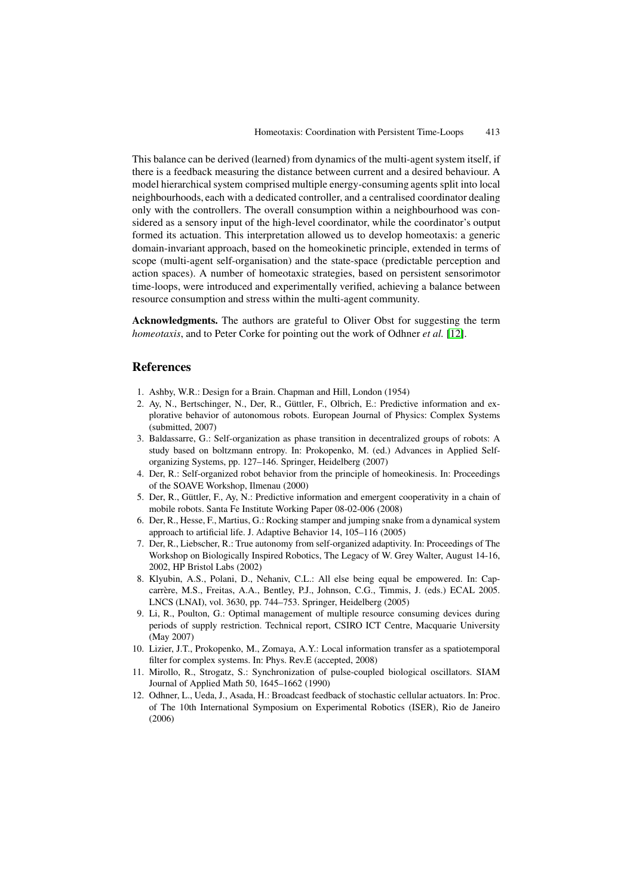This balance can be derived (learned) from dynamics of the multi-agent system itself, if there is a feedback measuring the distance between current and a desired behaviour. A model hierarchical system comprised multiple energy-consuming agents split into local neighbourhoods, each with a dedicated controller, and a centralised coordinator dealing only with the controllers. The overall consumption within a neighbourhood was considered as a sensory input of the high-level coordinator, while the coordinator's output formed its actuation. This interpretation allowed us to develop homeotaxis: a generic domain-invariant approach, based on the homeokinetic principle, extended in terms of scope (multi-agent self-organisation) and the state-space (predictable perception and action spaces). A number of homeotaxic strategies, based on persistent sensorimotor time-loops, were introduced and experimentally verified, achieving a balance between resource consumption and stress within the multi-agent community.

**Acknowledgments.** The authors are grateful to Oliver Obst for suggesting the term *homeotaxis*, and to Peter Corke for pointing out the work of Odhner *et al.* [12].

## References

1. Ashby, W.R.: Design for a Brain. Chapman and Hill, London (1954)
2. Ay, N., Bertschinger, N., Der, R., Güttler, F., Olbrich, E.: Predictive information and explorative behavior of autonomous robots. European Journal of Physics: Complex Systems (submitted, 2007)
3. Baldassarre, G.: Self-organization as phase transition in decentralized groups of robots: A study based on boltzmann entropy. In: Prokopenko, M. (ed.) Advances in Applied Self-organizing Systems, pp. 127–146. Springer, Heidelberg (2007)
4. Der, R.: Self-organized robot behavior from the principle of homeokinesis. In: Proceedings of the SOAVE Workshop, Ilmenau (2000)
5. Der, R., Güttler, F., Ay, N.: Predictive information and emergent cooperativity in a chain of mobile robots. Santa Fe Institute Working Paper 08-02-006 (2008)
6. Der, R., Hesse, F., Martius, G.: Rocking stamper and jumping snake from a dynamical system approach to artificial life. J. Adaptive Behavior 14, 105–116 (2005)
7. Der, R., Liebscher, R.: True autonomy from self-organized adaptivity. In: Proceedings of The Workshop on Biologically Inspired Robotics, The Legacy of W. Grey Walter, August 14-16, 2002, HP Bristol Labs (2002)
8. Klyubin, A.S., Polani, D., Nehaniv, C.L.: All else being equal be empowered. In: Capcarrère, M.S., Freitas, A.A., Bentley, P.J., Johnson, C.G., Timmis, J. (eds.) ECAL 2005. LNCS (LNAI), vol. 3630, pp. 744–753. Springer, Heidelberg (2005)
9. Li, R., Poulton, G.: Optimal management of multiple resource consuming devices during periods of supply restriction. Technical report, CSIRO ICT Centre, Macquarie University (May 2007)
10. Lizier, J.T., Prokopenko, M., Zomaya, A.Y.: Local information transfer as a spatiotemporal filter for complex systems. In: Phys. Rev.E (accepted, 2008)
11. Mirollo, R., Strogatz, S.: Synchronization of pulse-coupled biological oscillators. SIAM Journal of Applied Math 50, 1645–1662 (1990)
12. Odhner, L., Ueda, J., Asada, H.: Broadcast feedback of stochastic cellular actuators. In: Proc. of The 10th International Symposium on Experimental Robotics (ISER), Rio de Janeiro (2006)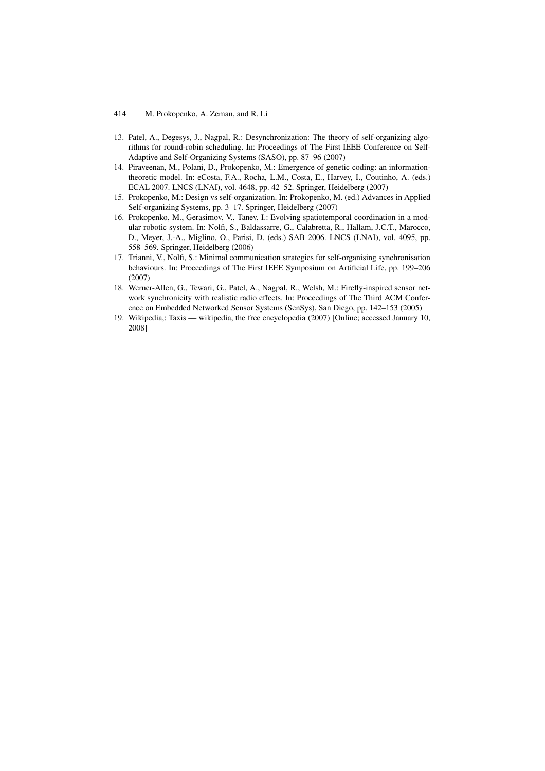13. Patel, A., Degesys, J., Nagpal, R.: Desynchronization: The theory of self-organizing algorithms for round-robin scheduling. In: Proceedings of The First IEEE Conference on Self-Adaptive and Self-Organizing Systems (SASO), pp. 87–96 (2007)
14. Piraveenan, M., Polani, D., Prokopenko, M.: Emergence of genetic coding: an information-theoretic model. In: eCosta, F.A., Rocha, L.M., Costa, E., Harvey, I., Coutinho, A. (eds.) ECAL 2007. LNCS (LNAI), vol. 4648, pp. 42–52. Springer, Heidelberg (2007)
15. Prokopenko, M.: Design vs self-organization. In: Prokopenko, M. (ed.) Advances in Applied Self-organizing Systems, pp. 3–17. Springer, Heidelberg (2007)
16. Prokopenko, M., Gerasimov, V., Tanev, I.: Evolving spatiotemporal coordination in a modular robotic system. In: Nolfi, S., Baldassarre, G., Calabretta, R., Hallam, J.C.T., Marocco, D., Meyer, J.-A., Miglino, O., Parisi, D. (eds.) SAB 2006. LNCS (LNAI), vol. 4095, pp. 558–569. Springer, Heidelberg (2006)
17. Trianni, V., Nolfi, S.: Minimal communication strategies for self-organising synchronisation behaviours. In: Proceedings of The First IEEE Symposium on Artificial Life, pp. 199–206 (2007)
18. Werner-Allen, G., Tewari, G., Patel, A., Nagpal, R., Welsh, M.: Firefly-inspired sensor network synchronicity with realistic radio effects. In: Proceedings of The Third ACM Conference on Embedded Networked Sensor Systems (SenSys), San Diego, pp. 142–153 (2005)
19. Wikipedia,: Taxis — wikipedia, the free encyclopedia (2007) [Online; accessed January 10, 2008]